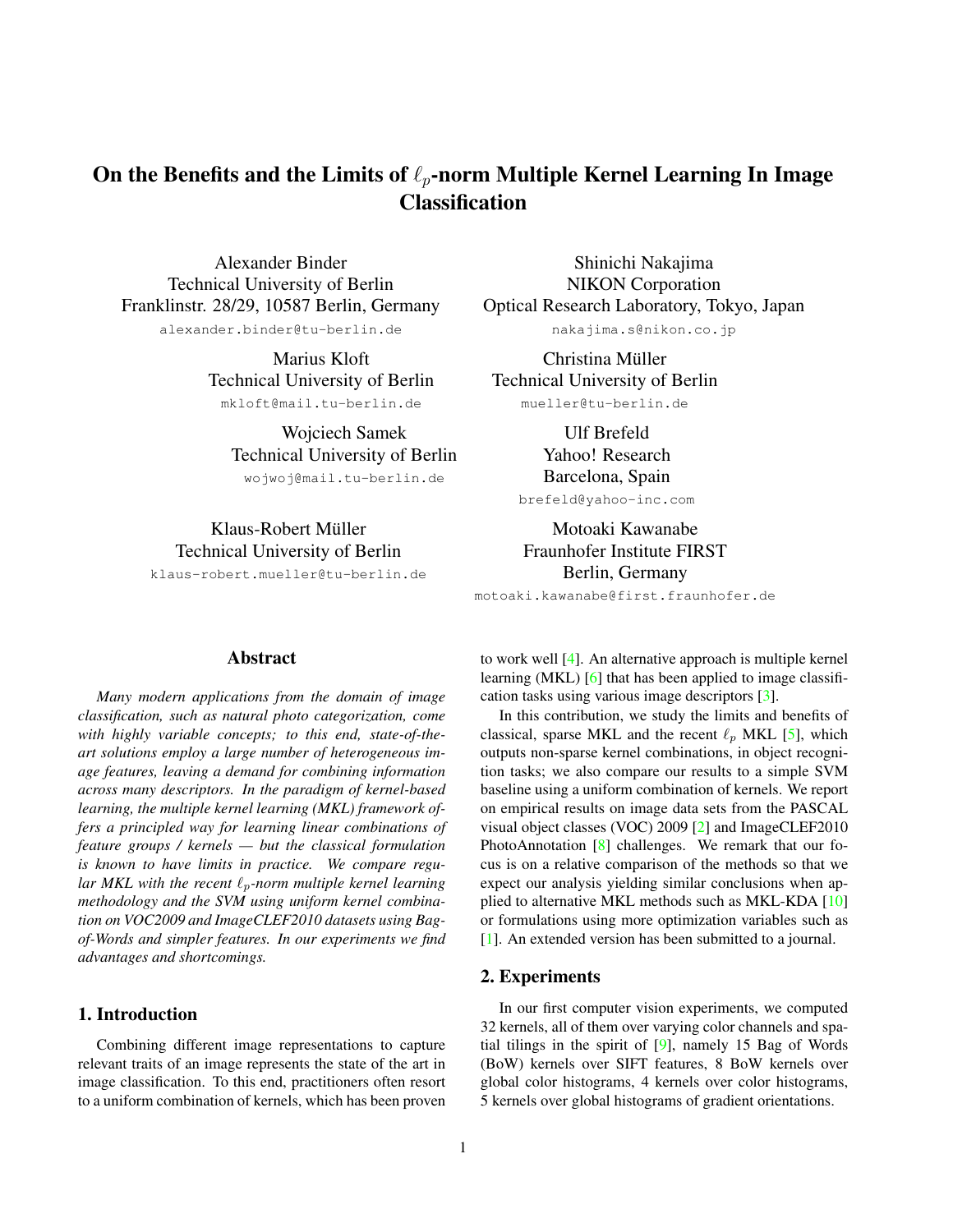# On the Benefits and the Limits of $\ell_p$-norm Multiple Kernel Learning In Image Classification

Alexander Binder
Technical University of Berlin
Franklinstr. 28/29, 10587 Berlin, Germany
alexander.binder@tu-berlin.de

Shinichi Nakajima
NIKON Corporation
Optical Research Laboratory, Tokyo, Japan
nakajima.s@nikon.co.jp

Marius Kloft
Technical University of Berlin
mkloft@mail.tu-berlin.de

Christina Müller
Technical University of Berlin
mueller@tu-berlin.de

Wojciech Samek
Technical University of Berlin
wojwoj@mail.tu-berlin.de

Ulf Brefeld
Yahoo! Research
Barcelona, Spain
brefeld@yahoo-inc.com

Klaus-Robert Müller
Technical University of Berlin
klaus-robert.mueller@tu-berlin.de

Motoaki Kawanabe
Fraunhofer Institute FIRST
Berlin, Germany
motoaki.kawanabe@first.fraunhofer.de

## Abstract

*Many modern applications from the domain of image classification, such as natural photo categorization, come with highly variable concepts; to this end, state-of-the-art solutions employ a large number of heterogeneous image features, leaving a demand for combining information across many descriptors. In the paradigm of kernel-based learning, the multiple kernel learning (MKL) framework offers a principled way for learning linear combinations of feature groups / kernels — but the classical formulation is known to have limits in practice. We compare regular MKL with the recent $\ell_p$-norm multiple kernel learning methodology and the SVM using uniform kernel combination on VOC2009 and ImageCLEF2010 datasets using Bag-of-Words and simpler features. In our experiments we find advantages and shortcomings.*

## 1. Introduction

Combining different image representations to capture relevant traits of an image represents the state of the art in image classification. To this end, practitioners often resort to a uniform combination of kernels, which has been proven to work well [4]. An alternative approach is multiple kernel learning (MKL) [6] that has been applied to image classification tasks using various image descriptors [3].

In this contribution, we study the limits and benefits of classical, sparse MKL and the recent $\ell_p$ MKL [5], which outputs non-sparse kernel combinations, in object recognition tasks; we also compare our results to a simple SVM baseline using a uniform combination of kernels. We report on empirical results on image data sets from the PASCAL visual object classes (VOC) 2009 [2] and ImageCLEF2010 PhotoAnnotation [8] challenges. We remark that our focus is on a relative comparison of the methods so that we expect our analysis yielding similar conclusions when applied to alternative MKL methods such as MKL-KDA [10] or formulations using more optimization variables such as [1]. An extended version has been submitted to a journal.

## 2. Experiments

In our first computer vision experiments, we computed 32 kernels, all of them over varying color channels and spatial tilings in the spirit of [9], namely 15 Bag of Words (BoW) kernels over SIFT features, 8 BoW kernels over global color histograms, 4 kernels over color histograms, 5 kernels over global histograms of gradient orientations.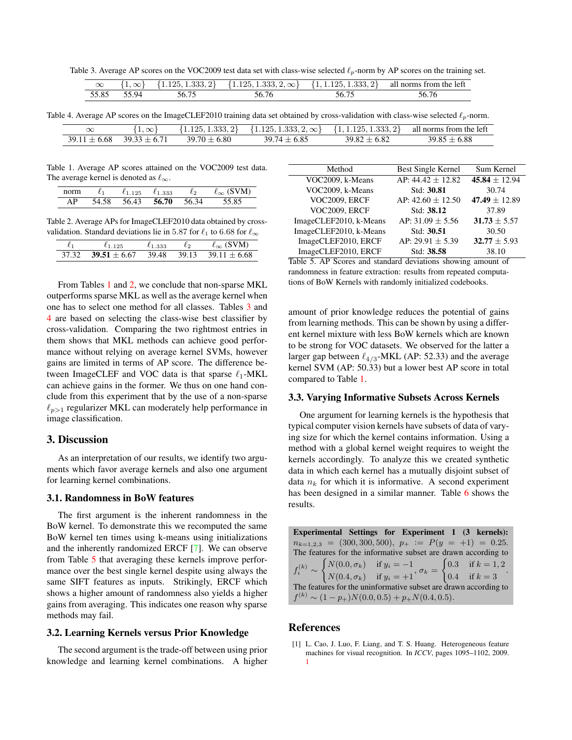Table 3. Average AP scores on the VOC2009 test data set with class-wise selected $\ell_p$-norm by AP scores on the training set.

| $\infty$ | $\{1, \infty\}$ | $\{1.125, 1.333, 2\}$ | $\{1.125, 1.333, 2, \infty\}$ | $\{1, 1.125, 1.333, 2\}$ | all norms from the left |
|---|---|---|---|---|---|
| 55.85 | 55.94 | 56.75 | 56.76 | 56.75 | 56.76 |

Table 4. Average AP scores on the ImageCLEF2010 training data set obtained by cross-validation with class-wise selected $\ell_p$-norm.

| $\infty$ | $\{1, \infty\}$ | $\{1.125, 1.333, 2\}$ | $\{1.125, 1.333, 2, \infty\}$ | $\{1, 1.125, 1.333, 2\}$ | all norms from the left |
|---|---|---|---|---|---|
| $39.11 \pm 6.68$ | $39.33 \pm 6.71$ | $39.70 \pm 6.80$ | $39.74 \pm 6.85$ | $39.82 \pm 6.82$ | $39.85 \pm 6.88$ |

Table 1. Average AP scores attained on the VOC2009 test data. The average kernel is denoted as $\ell_\infty$.

| norm | $\ell_1$ | $\ell_{1.125}$ | $\ell_{1.333}$ | $\ell_2$ | $\ell_\infty$ (SVM) |
|---|---|---|---|---|---|
| AP | 54.58 | 56.43 | **56.70** | 56.34 | 55.85 |

Table 2. Average APs for ImageCLEF2010 data obtained by cross-validation. Standard deviations lie in 5.87 for $\ell_1$ to 6.68 for $\ell_\infty$

| $\ell_1$ | $\ell_{1.125}$ | $\ell_{1.333}$ | $\ell_2$ | $\ell_\infty$ (SVM) |
|---|---|---|---|---|
| 37.32 | **39.51** $\pm$ 6.67 | 39.48 | 39.13 | $39.11 \pm 6.68$ |

From Tables 1 and 2, we conclude that non-sparse MKL outperforms sparse MKL as well as the average kernel when one has to select one method for all classes. Tables 3 and 4 are based on selecting the class-wise best classifier by cross-validation. Comparing the two rightmost entries in them shows that MKL methods can achieve good performance without relying on average kernel SVMs, however gains are limited in terms of AP score. The difference between ImageCLEF and VOC data is that sparse $\ell_1$-MKL can achieve gains in the former. We thus on one hand conclude from this experiment that by the use of a non-sparse $\ell_{p>1}$ regularizer MKL can moderately help performance in image classification.

## 3. Discussion

As an interpretation of our results, we identify two arguments which favor average kernels and also one argument for learning kernel combinations.

### 3.1. Randomness in BoW features

The first argument is the inherent randomness in the BoW kernel. To demonstrate this we recomputed the same BoW kernel ten times using k-means using initializations and the inherently randomized ERCF [7]. We can observe from Table 5 that averaging these kernels improve performance over the best single kernel despite using always the same SIFT features as inputs. Strikingly, ERCF which shows a higher amount of randomness also yields a higher gains from averaging. This indicates one reason why sparse methods may fail.

### 3.2. Learning Kernels versus Prior Knowledge

The second argument is the trade-off between using prior knowledge and learning kernel combinations. A higher amount of prior knowledge reduces the potential of gains from learning methods. This can be shown by using a different kernel mixture with less BoW kernels which are known to be strong for VOC datasets. We observed for the latter a larger gap between $\ell_{4/3}$-MKL (AP: 52.33) and the average kernel SVM (AP: 50.33) but a lower best AP score in total compared to Table 1.

| Method | Best Single Kernel | Sum Kernel |
|---|---|---|
| VOC2009, k-Means | AP: $44.42 \pm 12.82$ | **45.84** $\pm$ 12.94 |
| VOC2009, k-Means | Std: **30.81** | 30.74 |
| VOC2009, ERCF | AP: $42.60 \pm 12.50$ | **47.49** $\pm$ 12.89 |
| VOC2009, ERCF | Std: **38.12** | 37.89 |
| ImageCLEF2010, k-Means | AP: $31.09 \pm 5.56$ | **31.73** $\pm$ 5.57 |
| ImageCLEF2010, k-Means | Std: **30.51** | 30.50 |
| ImageCLEF2010, ERCF | AP: $29.91 \pm 5.39$ | **32.77** $\pm$ 5.93 |
| ImageCLEF2010, ERCF | Std: **38.58** | 38.10 |

Table 5. AP Scores and standard deviations showing amount of randomness in feature extraction: results from repeated computations of BoW Kernels with randomly initialized codebooks.

### 3.3. Varying Informative Subsets Across Kernels

One argument for learning kernels is the hypothesis that typical computer vision kernels have subsets of data of varying size for which the kernel contains information. Using a method with a global kernel weight requires to weight the kernels accordingly. To analyze this we created synthetic data in which each kernel has a mutually disjoint subset of data $n_k$ for which it is informative. A second experiment has been designed in a similar manner. Table 6 shows the results.

**Experimental Settings for Experiment 1 (3 kernels):** $n_{k=1,2,3} = (300, 300, 500),\ p_+ := P(y = +1) = 0.25$. The features for the informative subset are drawn according to

$$f_i^{(k)} \sim \begin{cases} N(0.0, \sigma_k) & \text{if } y_i = -1 \\ N(0.4, \sigma_k) & \text{if } y_i = +1 \end{cases}, \sigma_k = \begin{cases} 0.3 & \text{if } k = 1, 2 \\ 0.4 & \text{if } k = 3 \end{cases}.$$

The features for the uninformative subset are drawn according to $f^{(k)} \sim (1 - p_+) N(0.0, 0.5) + p_+ N(0.4, 0.5)$.

## References

[1] L. Cao, J. Luo, F. Liang, and T. S. Huang. Heterogeneous feature machines for visual recognition. In *ICCV*, pages 1095–1102, 2009. 1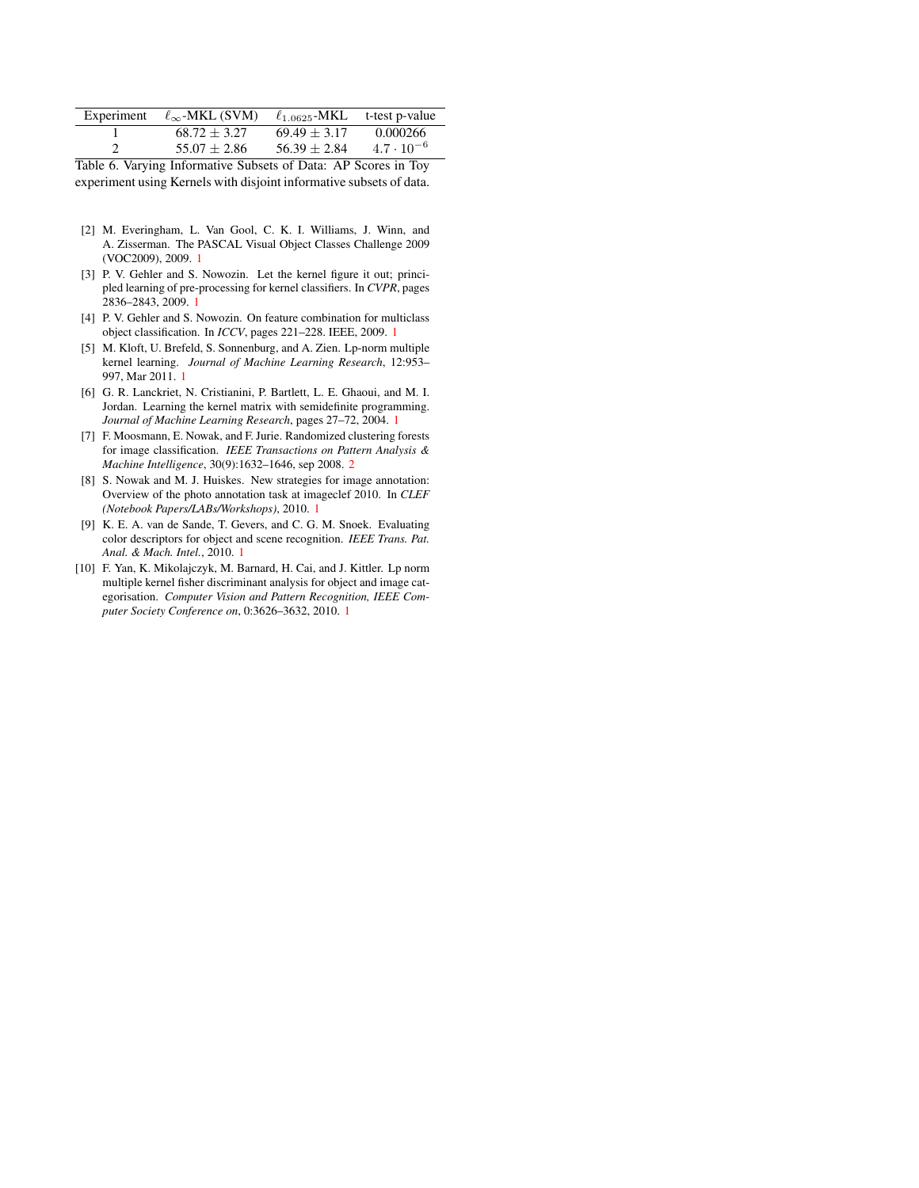| Experiment | $\ell_\infty$-MKL (SVM) | $\ell_{1.0625}$-MKL | t-test p-value |
|---|---|---|---|
| 1 | $68.72 \pm 3.27$ | $69.49 \pm 3.17$ | 0.000266 |
| 2 | $55.07 \pm 2.86$ | $56.39 \pm 2.84$ | $4.7 \cdot 10^{-6}$ |

Table 6. Varying Informative Subsets of Data: AP Scores in Toy experiment using Kernels with disjoint informative subsets of data.

[2] M. Everingham, L. Van Gool, C. K. I. Williams, J. Winn, and A. Zisserman. The PASCAL Visual Object Classes Challenge 2009 (VOC2009), 2009. 1

[3] P. V. Gehler and S. Nowozin. Let the kernel figure it out; principled learning of pre-processing for kernel classifiers. In *CVPR*, pages 2836–2843, 2009. 1

[4] P. V. Gehler and S. Nowozin. On feature combination for multiclass object classification. In *ICCV*, pages 221–228. IEEE, 2009. 1

[5] M. Kloft, U. Brefeld, S. Sonnenburg, and A. Zien. Lp-norm multiple kernel learning. *Journal of Machine Learning Research*, 12:953–997, Mar 2011. 1

[6] G. R. Lanckriet, N. Cristianini, P. Bartlett, L. E. Ghaoui, and M. I. Jordan. Learning the kernel matrix with semidefinite programming. *Journal of Machine Learning Research*, pages 27–72, 2004. 1

[7] F. Moosmann, E. Nowak, and F. Jurie. Randomized clustering forests for image classification. *IEEE Transactions on Pattern Analysis & Machine Intelligence*, 30(9):1632–1646, sep 2008. 2

[8] S. Nowak and M. J. Huiskes. New strategies for image annotation: Overview of the photo annotation task at imageclef 2010. In *CLEF (Notebook Papers/LABs/Workshops)*, 2010. 1

[9] K. E. A. van de Sande, T. Gevers, and C. G. M. Snoek. Evaluating color descriptors for object and scene recognition. *IEEE Trans. Pat. Anal. & Mach. Intel.*, 2010. 1

[10] F. Yan, K. Mikolajczyk, M. Barnard, H. Cai, and J. Kittler. Lp norm multiple kernel fisher discriminant analysis for object and image categorisation. *Computer Vision and Pattern Recognition, IEEE Computer Society Conference on*, 0:3626–3632, 2010. 1